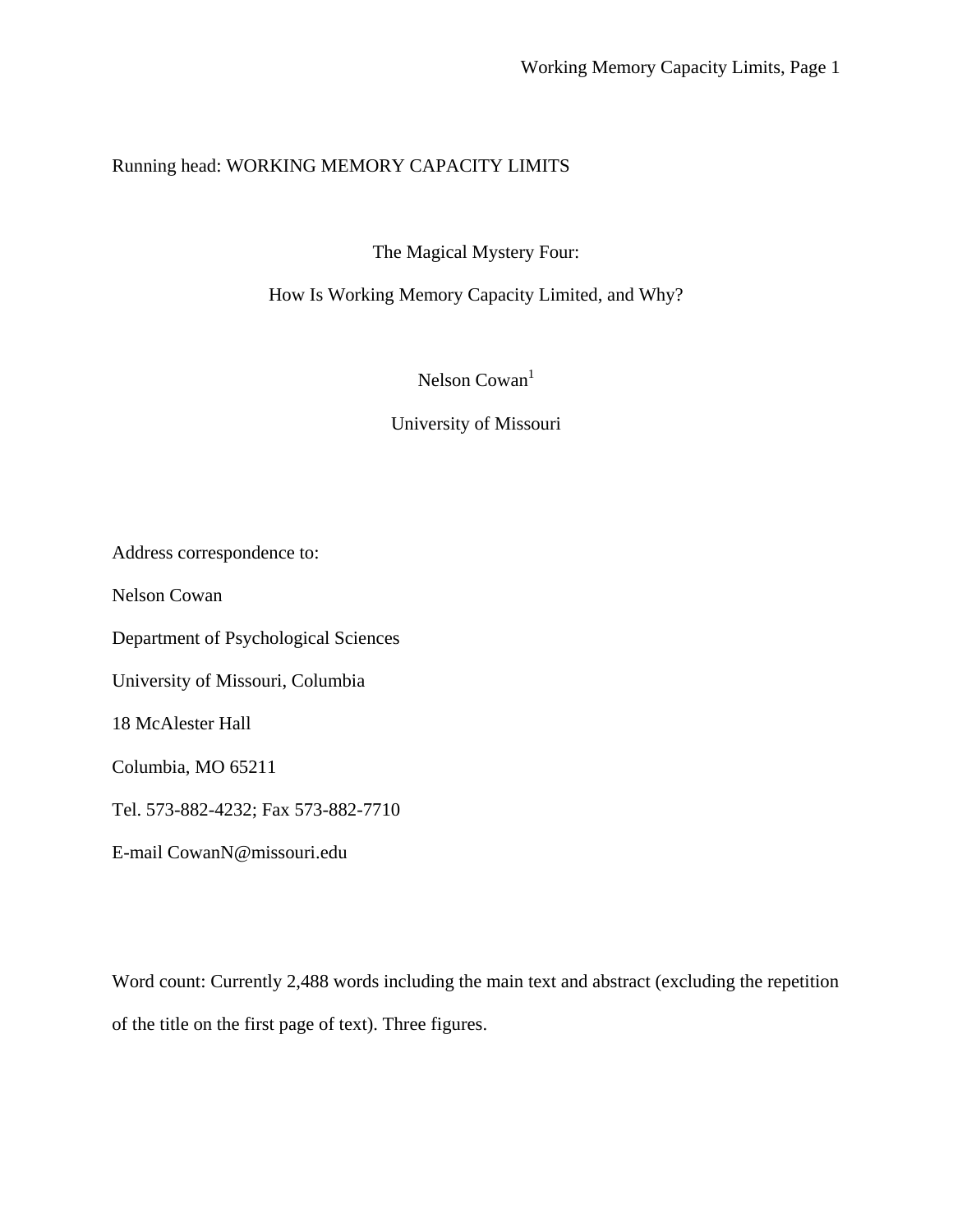Running head: WORKING MEMORY CAPACITY LIMITS

# The Magical Mystery Four:

# How Is Working Memory Capacity Limited, and Why?

Nelson Cowan[1]

University of Missouri

Address correspondence to:

Nelson Cowan

Department of Psychological Sciences

University of Missouri, Columbia

18 McAlester Hall

Columbia, MO 65211

Tel. 573-882-4232; Fax 573-882-7710

E-mail CowanN@missouri.edu

Word count: Currently 2,488 words including the main text and abstract (excluding the repetition of the title on the first page of text). Three figures.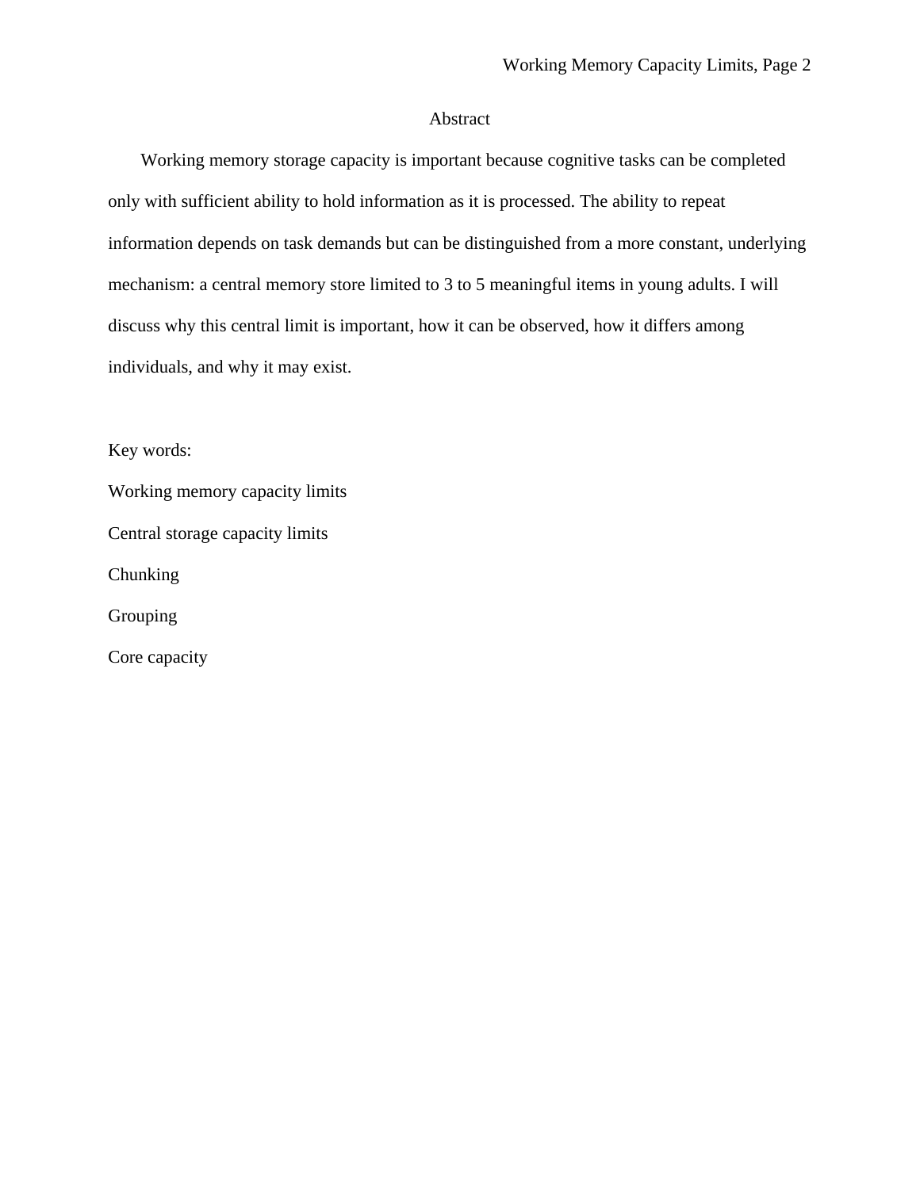# Abstract

Working memory storage capacity is important because cognitive tasks can be completed only with sufficient ability to hold information as it is processed. The ability to repeat information depends on task demands but can be distinguished from a more constant, underlying mechanism: a central memory store limited to 3 to 5 meaningful items in young adults. I will discuss why this central limit is important, how it can be observed, how it differs among individuals, and why it may exist.

Key words:

Working memory capacity limits

Central storage capacity limits

Chunking

Grouping

Core capacity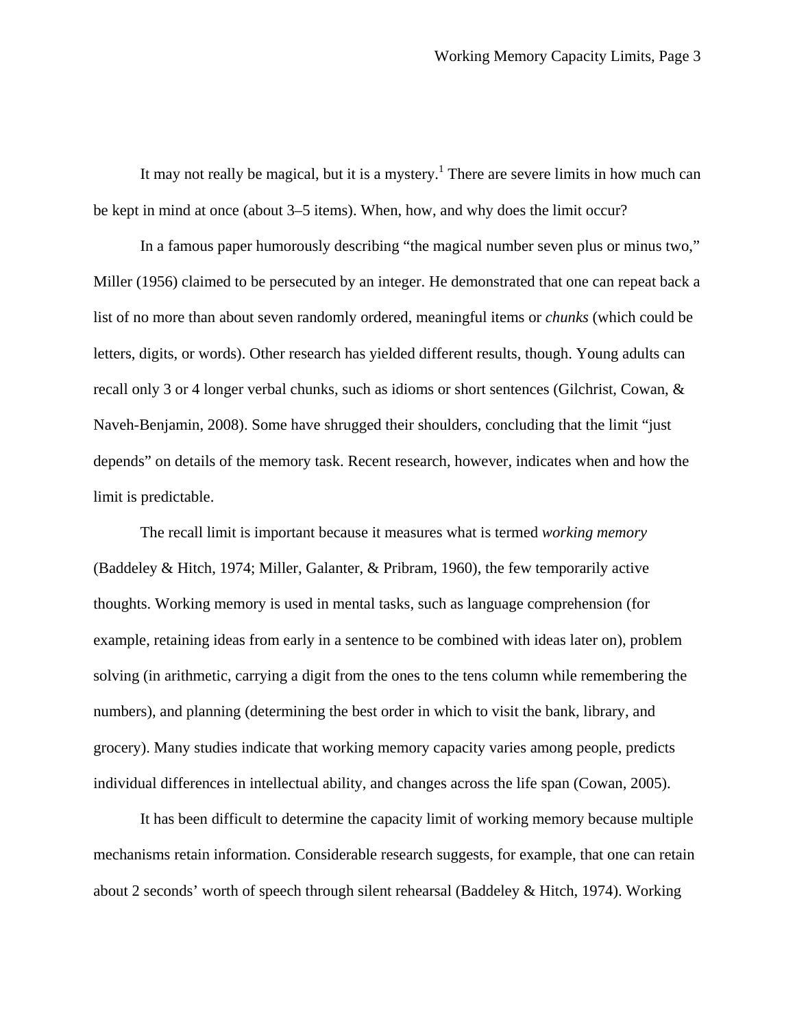It may not really be magical, but it is a mystery.[1] There are severe limits in how much can be kept in mind at once (about 3–5 items). When, how, and why does the limit occur?

In a famous paper humorously describing "the magical number seven plus or minus two," Miller (1956) claimed to be persecuted by an integer. He demonstrated that one can repeat back a list of no more than about seven randomly ordered, meaningful items or *chunks* (which could be letters, digits, or words). Other research has yielded different results, though. Young adults can recall only 3 or 4 longer verbal chunks, such as idioms or short sentences (Gilchrist, Cowan, & Naveh-Benjamin, 2008). Some have shrugged their shoulders, concluding that the limit "just depends" on details of the memory task. Recent research, however, indicates when and how the limit is predictable.

The recall limit is important because it measures what is termed *working memory* (Baddeley & Hitch, 1974; Miller, Galanter, & Pribram, 1960), the few temporarily active thoughts. Working memory is used in mental tasks, such as language comprehension (for example, retaining ideas from early in a sentence to be combined with ideas later on), problem solving (in arithmetic, carrying a digit from the ones to the tens column while remembering the numbers), and planning (determining the best order in which to visit the bank, library, and grocery). Many studies indicate that working memory capacity varies among people, predicts individual differences in intellectual ability, and changes across the life span (Cowan, 2005).

It has been difficult to determine the capacity limit of working memory because multiple mechanisms retain information. Considerable research suggests, for example, that one can retain about 2 seconds' worth of speech through silent rehearsal (Baddeley & Hitch, 1974). Working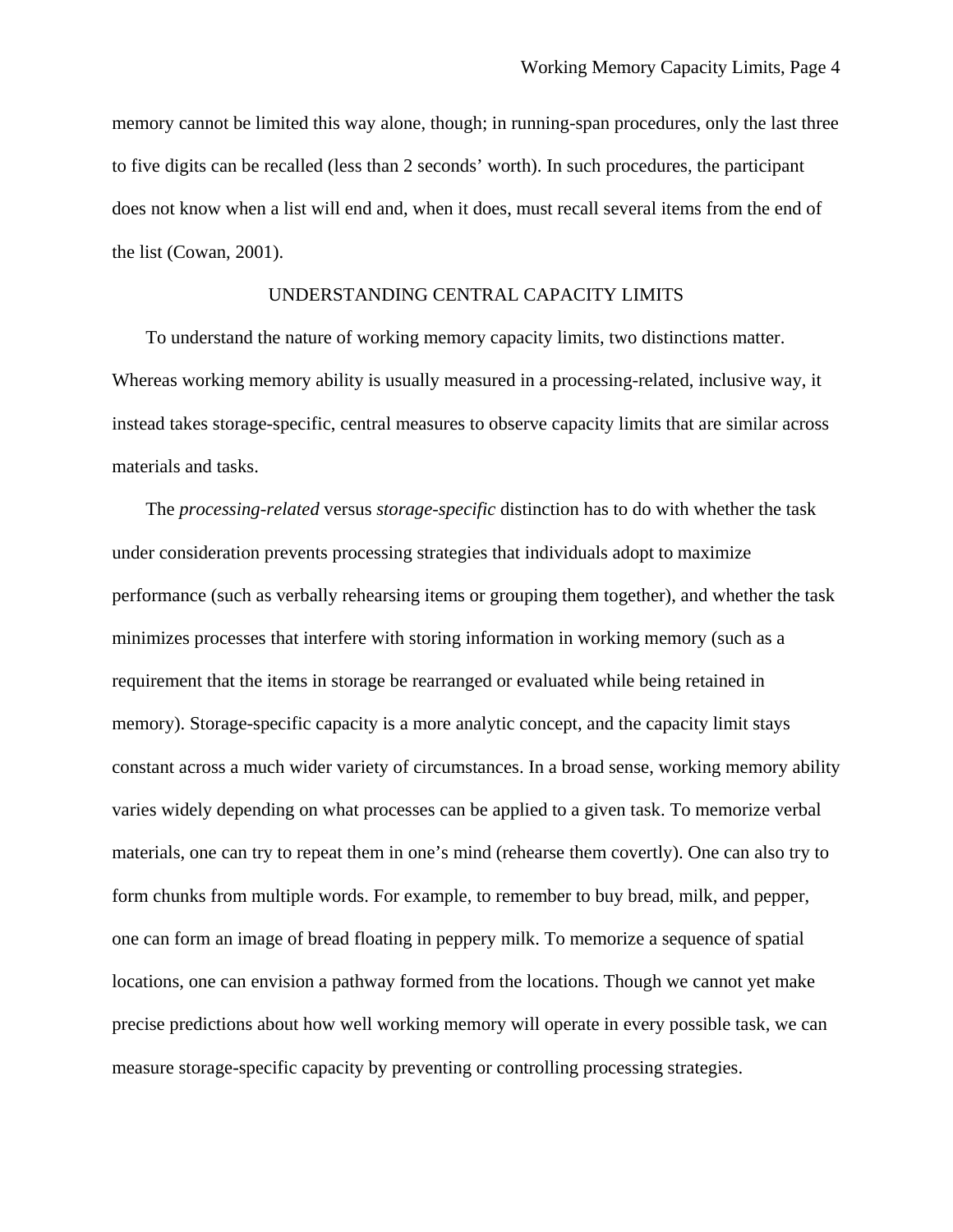memory cannot be limited this way alone, though; in running-span procedures, only the last three to five digits can be recalled (less than 2 seconds' worth). In such procedures, the participant does not know when a list will end and, when it does, must recall several items from the end of the list (Cowan, 2001).

## UNDERSTANDING CENTRAL CAPACITY LIMITS

To understand the nature of working memory capacity limits, two distinctions matter. Whereas working memory ability is usually measured in a processing-related, inclusive way, it instead takes storage-specific, central measures to observe capacity limits that are similar across materials and tasks.

The *processing-related* versus *storage-specific* distinction has to do with whether the task under consideration prevents processing strategies that individuals adopt to maximize performance (such as verbally rehearsing items or grouping them together), and whether the task minimizes processes that interfere with storing information in working memory (such as a requirement that the items in storage be rearranged or evaluated while being retained in memory). Storage-specific capacity is a more analytic concept, and the capacity limit stays constant across a much wider variety of circumstances. In a broad sense, working memory ability varies widely depending on what processes can be applied to a given task. To memorize verbal materials, one can try to repeat them in one's mind (rehearse them covertly). One can also try to form chunks from multiple words. For example, to remember to buy bread, milk, and pepper, one can form an image of bread floating in peppery milk. To memorize a sequence of spatial locations, one can envision a pathway formed from the locations. Though we cannot yet make precise predictions about how well working memory will operate in every possible task, we can measure storage-specific capacity by preventing or controlling processing strategies.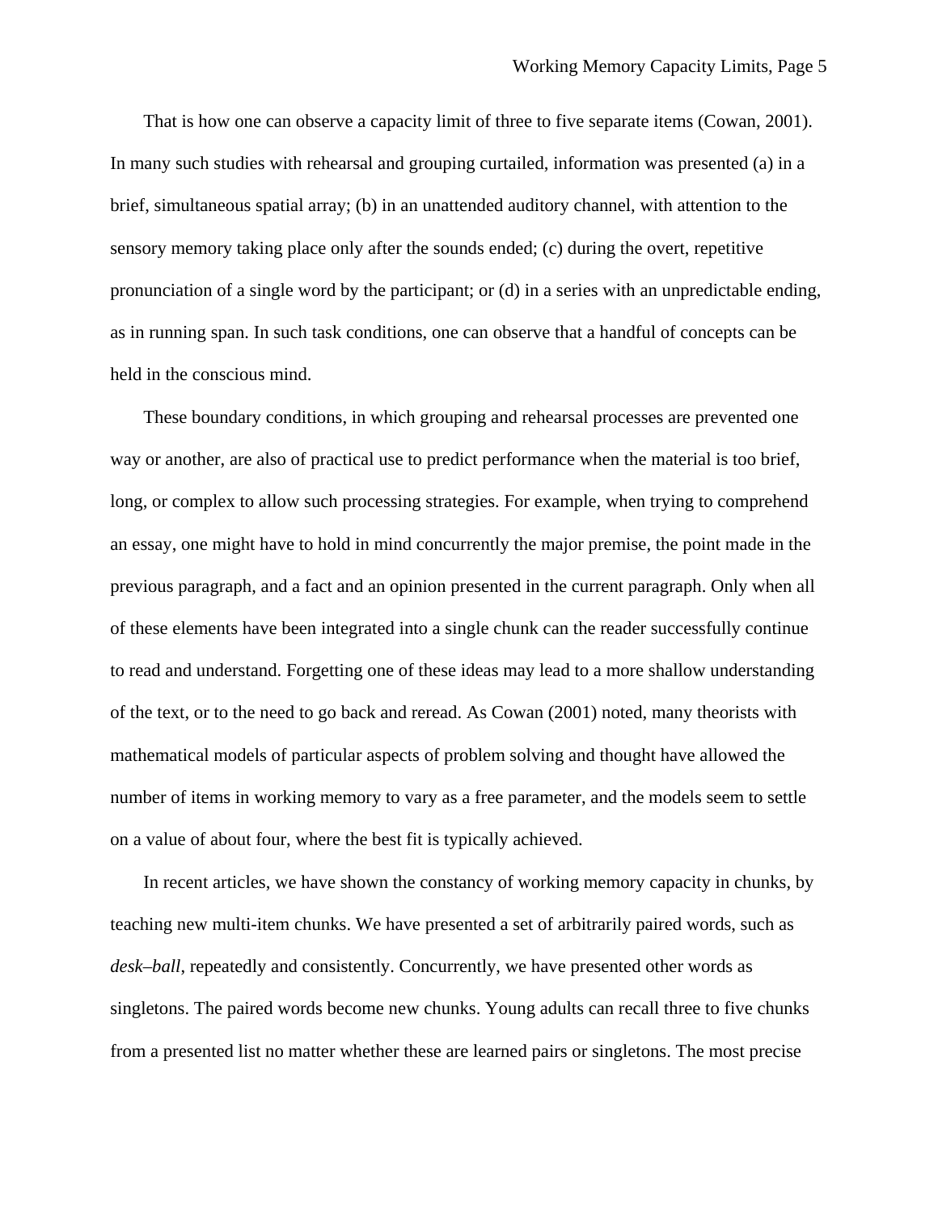That is how one can observe a capacity limit of three to five separate items (Cowan, 2001). In many such studies with rehearsal and grouping curtailed, information was presented (a) in a brief, simultaneous spatial array; (b) in an unattended auditory channel, with attention to the sensory memory taking place only after the sounds ended; (c) during the overt, repetitive pronunciation of a single word by the participant; or (d) in a series with an unpredictable ending, as in running span. In such task conditions, one can observe that a handful of concepts can be held in the conscious mind.

These boundary conditions, in which grouping and rehearsal processes are prevented one way or another, are also of practical use to predict performance when the material is too brief, long, or complex to allow such processing strategies. For example, when trying to comprehend an essay, one might have to hold in mind concurrently the major premise, the point made in the previous paragraph, and a fact and an opinion presented in the current paragraph. Only when all of these elements have been integrated into a single chunk can the reader successfully continue to read and understand. Forgetting one of these ideas may lead to a more shallow understanding of the text, or to the need to go back and reread. As Cowan (2001) noted, many theorists with mathematical models of particular aspects of problem solving and thought have allowed the number of items in working memory to vary as a free parameter, and the models seem to settle on a value of about four, where the best fit is typically achieved.

In recent articles, we have shown the constancy of working memory capacity in chunks, by teaching new multi-item chunks. We have presented a set of arbitrarily paired words, such as *desk–ball*, repeatedly and consistently. Concurrently, we have presented other words as singletons. The paired words become new chunks. Young adults can recall three to five chunks from a presented list no matter whether these are learned pairs or singletons. The most precise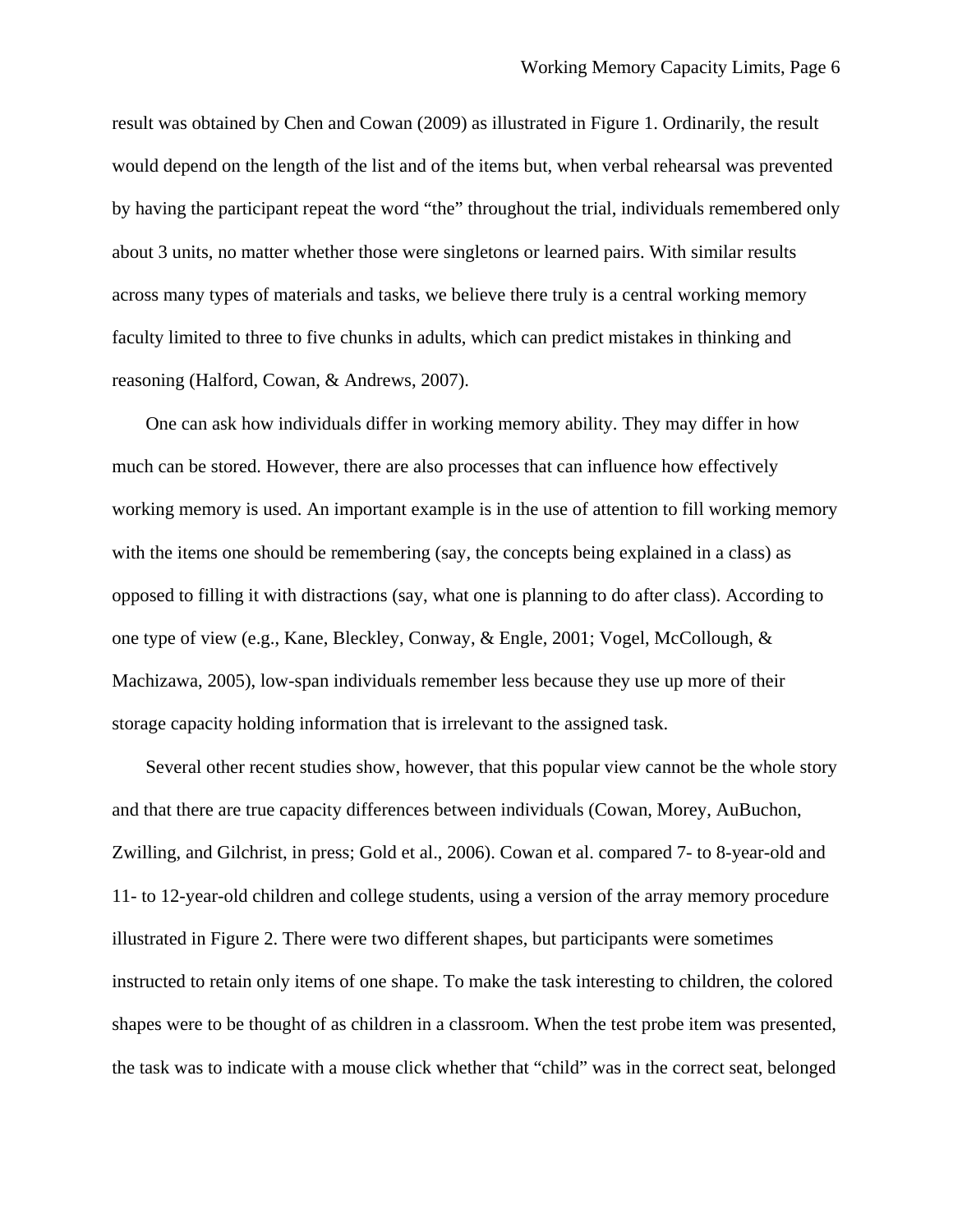result was obtained by Chen and Cowan (2009) as illustrated in Figure 1. Ordinarily, the result would depend on the length of the list and of the items but, when verbal rehearsal was prevented by having the participant repeat the word "the" throughout the trial, individuals remembered only about 3 units, no matter whether those were singletons or learned pairs. With similar results across many types of materials and tasks, we believe there truly is a central working memory faculty limited to three to five chunks in adults, which can predict mistakes in thinking and reasoning (Halford, Cowan, & Andrews, 2007).

One can ask how individuals differ in working memory ability. They may differ in how much can be stored. However, there are also processes that can influence how effectively working memory is used. An important example is in the use of attention to fill working memory with the items one should be remembering (say, the concepts being explained in a class) as opposed to filling it with distractions (say, what one is planning to do after class). According to one type of view (e.g., Kane, Bleckley, Conway, & Engle, 2001; Vogel, McCollough, & Machizawa, 2005), low-span individuals remember less because they use up more of their storage capacity holding information that is irrelevant to the assigned task.

Several other recent studies show, however, that this popular view cannot be the whole story and that there are true capacity differences between individuals (Cowan, Morey, AuBuchon, Zwilling, and Gilchrist, in press; Gold et al., 2006). Cowan et al. compared 7- to 8-year-old and 11- to 12-year-old children and college students, using a version of the array memory procedure illustrated in Figure 2. There were two different shapes, but participants were sometimes instructed to retain only items of one shape. To make the task interesting to children, the colored shapes were to be thought of as children in a classroom. When the test probe item was presented, the task was to indicate with a mouse click whether that "child" was in the correct seat, belonged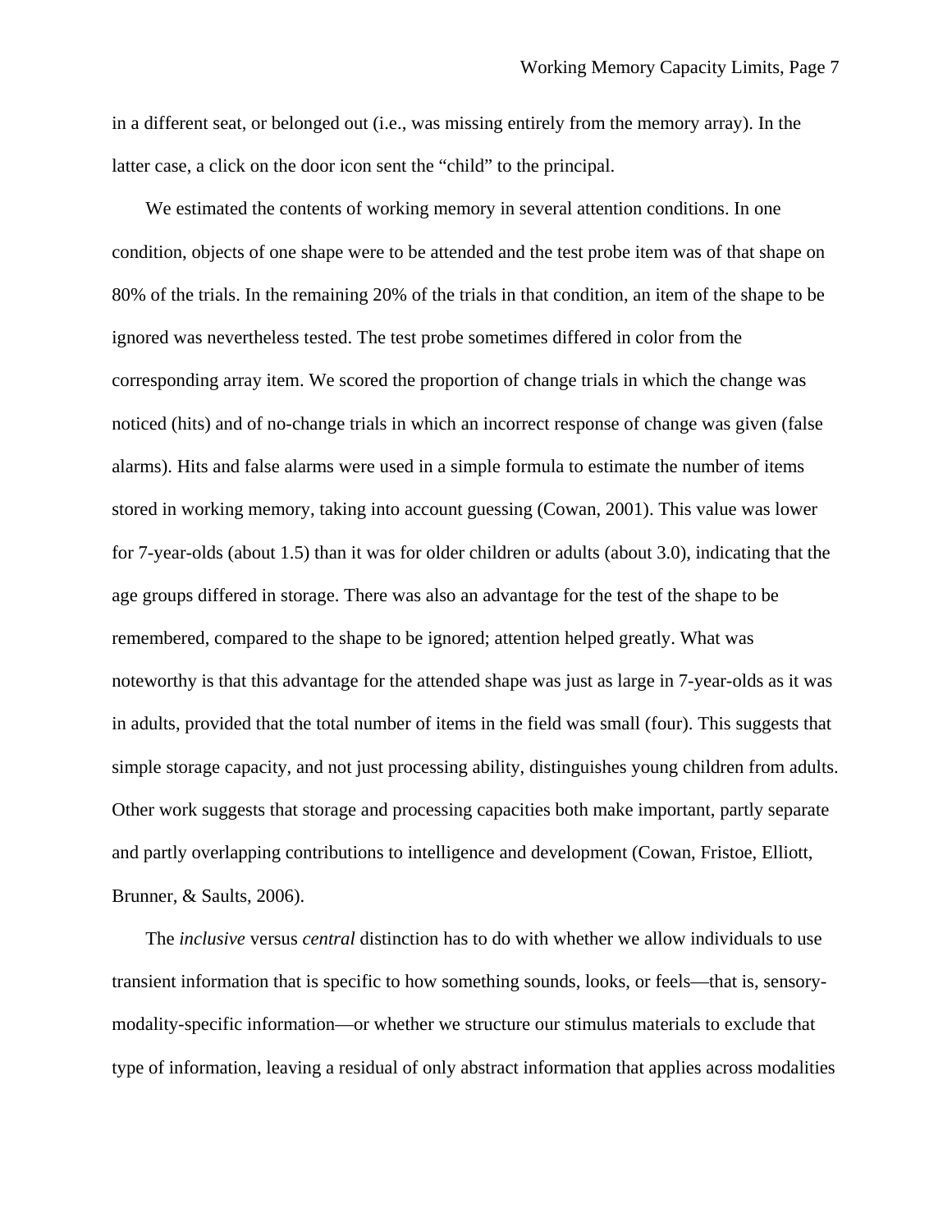in a different seat, or belonged out (i.e., was missing entirely from the memory array). In the latter case, a click on the door icon sent the "child" to the principal.

We estimated the contents of working memory in several attention conditions. In one condition, objects of one shape were to be attended and the test probe item was of that shape on 80% of the trials. In the remaining 20% of the trials in that condition, an item of the shape to be ignored was nevertheless tested. The test probe sometimes differed in color from the corresponding array item. We scored the proportion of change trials in which the change was noticed (hits) and of no-change trials in which an incorrect response of change was given (false alarms). Hits and false alarms were used in a simple formula to estimate the number of items stored in working memory, taking into account guessing (Cowan, 2001). This value was lower for 7-year-olds (about 1.5) than it was for older children or adults (about 3.0), indicating that the age groups differed in storage. There was also an advantage for the test of the shape to be remembered, compared to the shape to be ignored; attention helped greatly. What was noteworthy is that this advantage for the attended shape was just as large in 7-year-olds as it was in adults, provided that the total number of items in the field was small (four). This suggests that simple storage capacity, and not just processing ability, distinguishes young children from adults. Other work suggests that storage and processing capacities both make important, partly separate and partly overlapping contributions to intelligence and development (Cowan, Fristoe, Elliott, Brunner, & Saults, 2006).

The *inclusive* versus *central* distinction has to do with whether we allow individuals to use transient information that is specific to how something sounds, looks, or feels—that is, sensory-modality-specific information—or whether we structure our stimulus materials to exclude that type of information, leaving a residual of only abstract information that applies across modalities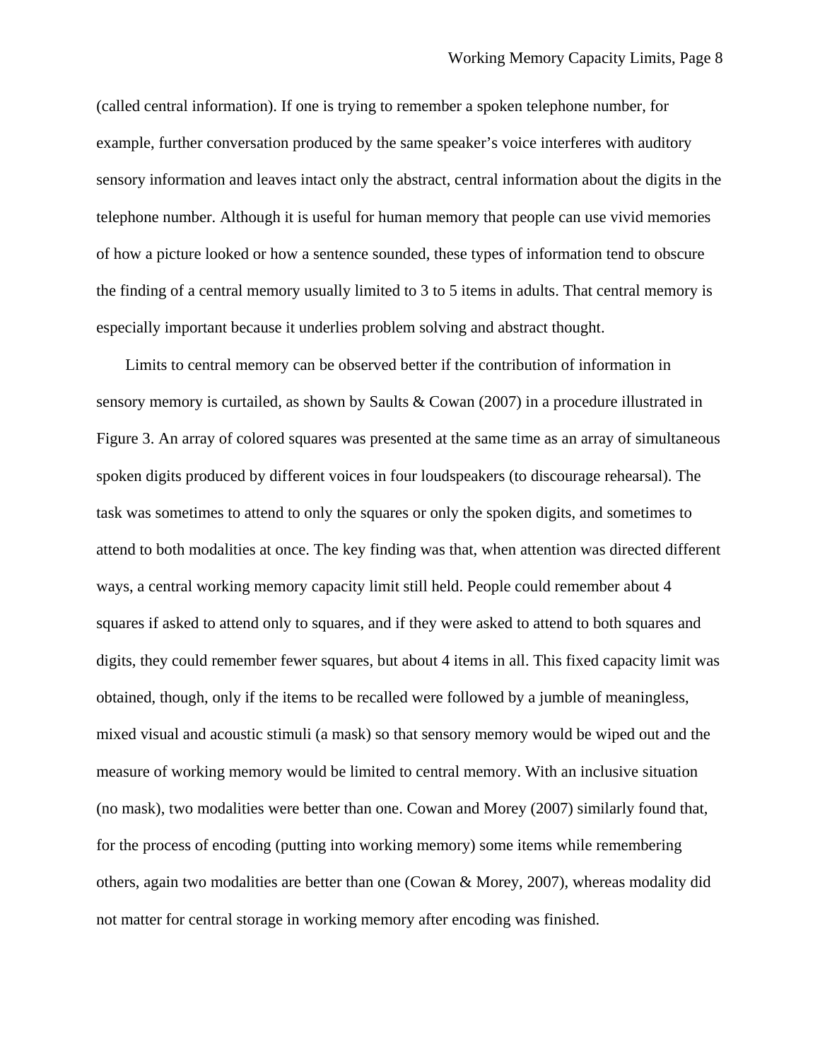(called central information). If one is trying to remember a spoken telephone number, for example, further conversation produced by the same speaker's voice interferes with auditory sensory information and leaves intact only the abstract, central information about the digits in the telephone number. Although it is useful for human memory that people can use vivid memories of how a picture looked or how a sentence sounded, these types of information tend to obscure the finding of a central memory usually limited to 3 to 5 items in adults. That central memory is especially important because it underlies problem solving and abstract thought.

Limits to central memory can be observed better if the contribution of information in sensory memory is curtailed, as shown by Saults & Cowan (2007) in a procedure illustrated in Figure 3. An array of colored squares was presented at the same time as an array of simultaneous spoken digits produced by different voices in four loudspeakers (to discourage rehearsal). The task was sometimes to attend to only the squares or only the spoken digits, and sometimes to attend to both modalities at once. The key finding was that, when attention was directed different ways, a central working memory capacity limit still held. People could remember about 4 squares if asked to attend only to squares, and if they were asked to attend to both squares and digits, they could remember fewer squares, but about 4 items in all. This fixed capacity limit was obtained, though, only if the items to be recalled were followed by a jumble of meaningless, mixed visual and acoustic stimuli (a mask) so that sensory memory would be wiped out and the measure of working memory would be limited to central memory. With an inclusive situation (no mask), two modalities were better than one. Cowan and Morey (2007) similarly found that, for the process of encoding (putting into working memory) some items while remembering others, again two modalities are better than one (Cowan & Morey, 2007), whereas modality did not matter for central storage in working memory after encoding was finished.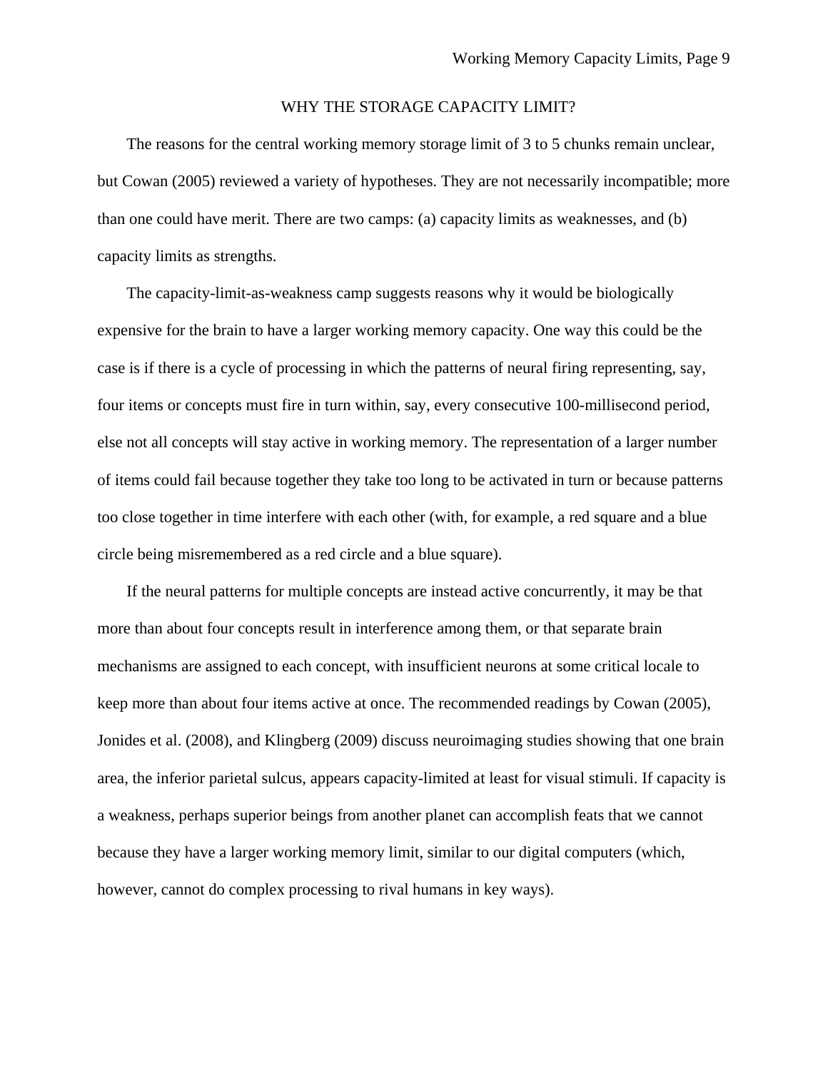## WHY THE STORAGE CAPACITY LIMIT?

The reasons for the central working memory storage limit of 3 to 5 chunks remain unclear, but Cowan (2005) reviewed a variety of hypotheses. They are not necessarily incompatible; more than one could have merit. There are two camps: (a) capacity limits as weaknesses, and (b) capacity limits as strengths.

The capacity-limit-as-weakness camp suggests reasons why it would be biologically expensive for the brain to have a larger working memory capacity. One way this could be the case is if there is a cycle of processing in which the patterns of neural firing representing, say, four items or concepts must fire in turn within, say, every consecutive 100-millisecond period, else not all concepts will stay active in working memory. The representation of a larger number of items could fail because together they take too long to be activated in turn or because patterns too close together in time interfere with each other (with, for example, a red square and a blue circle being misremembered as a red circle and a blue square).

If the neural patterns for multiple concepts are instead active concurrently, it may be that more than about four concepts result in interference among them, or that separate brain mechanisms are assigned to each concept, with insufficient neurons at some critical locale to keep more than about four items active at once. The recommended readings by Cowan (2005), Jonides et al. (2008), and Klingberg (2009) discuss neuroimaging studies showing that one brain area, the inferior parietal sulcus, appears capacity-limited at least for visual stimuli. If capacity is a weakness, perhaps superior beings from another planet can accomplish feats that we cannot because they have a larger working memory limit, similar to our digital computers (which, however, cannot do complex processing to rival humans in key ways).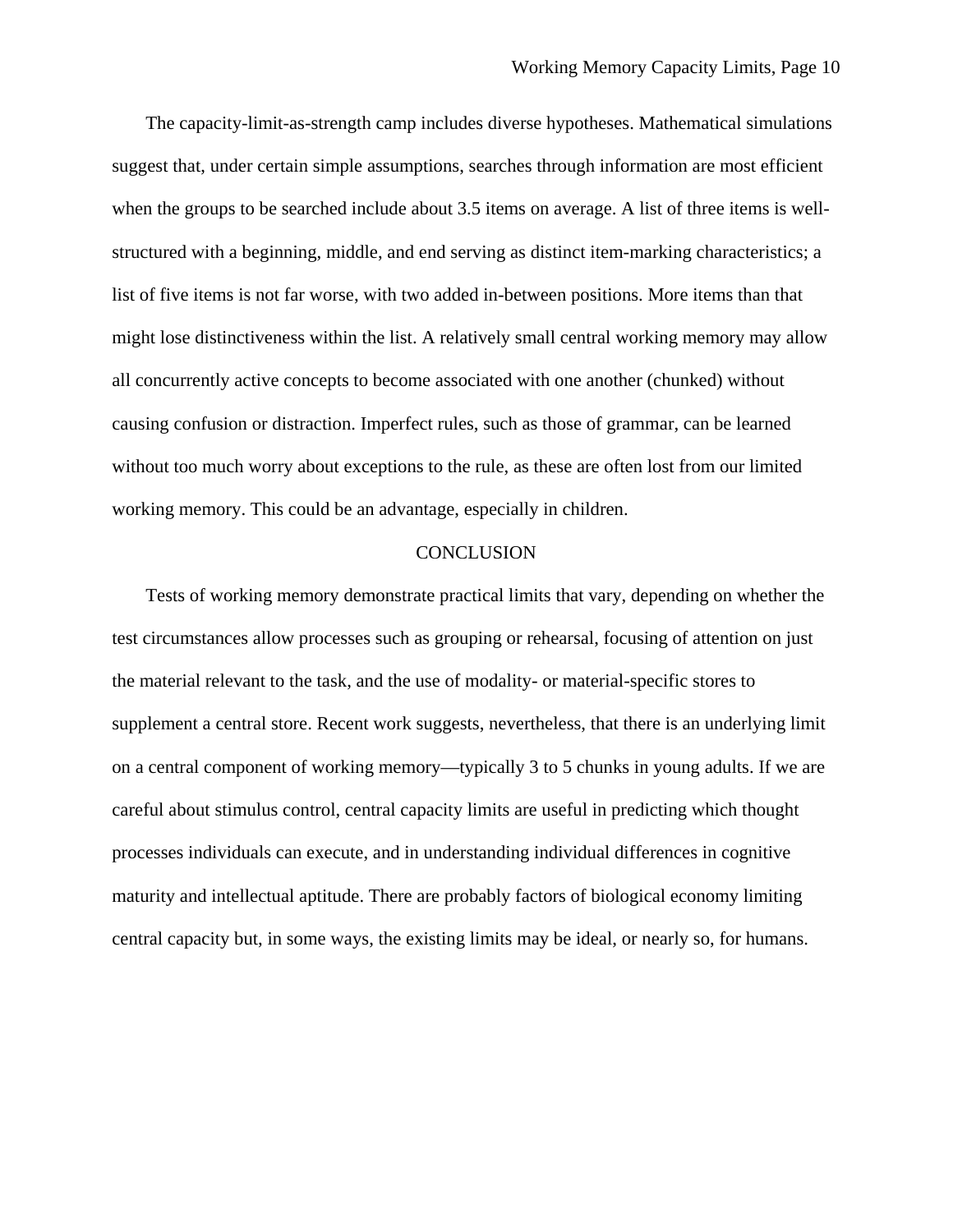The capacity-limit-as-strength camp includes diverse hypotheses. Mathematical simulations suggest that, under certain simple assumptions, searches through information are most efficient when the groups to be searched include about 3.5 items on average. A list of three items is well-structured with a beginning, middle, and end serving as distinct item-marking characteristics; a list of five items is not far worse, with two added in-between positions. More items than that might lose distinctiveness within the list. A relatively small central working memory may allow all concurrently active concepts to become associated with one another (chunked) without causing confusion or distraction. Imperfect rules, such as those of grammar, can be learned without too much worry about exceptions to the rule, as these are often lost from our limited working memory. This could be an advantage, especially in children.

## CONCLUSION

Tests of working memory demonstrate practical limits that vary, depending on whether the test circumstances allow processes such as grouping or rehearsal, focusing of attention on just the material relevant to the task, and the use of modality- or material-specific stores to supplement a central store. Recent work suggests, nevertheless, that there is an underlying limit on a central component of working memory—typically 3 to 5 chunks in young adults. If we are careful about stimulus control, central capacity limits are useful in predicting which thought processes individuals can execute, and in understanding individual differences in cognitive maturity and intellectual aptitude. There are probably factors of biological economy limiting central capacity but, in some ways, the existing limits may be ideal, or nearly so, for humans.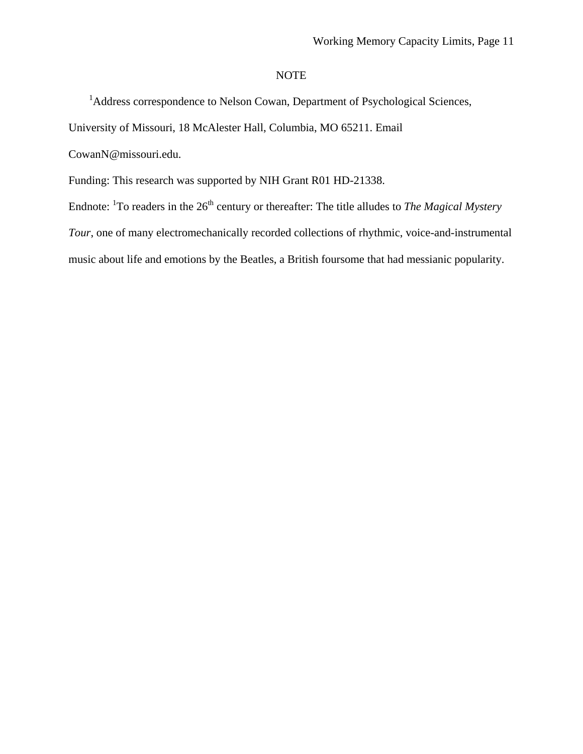## NOTE

[1]Address correspondence to Nelson Cowan, Department of Psychological Sciences, University of Missouri, 18 McAlester Hall, Columbia, MO 65211. Email CowanN@missouri.edu.

Funding: This research was supported by NIH Grant R01 HD-21338.

Endnote: [1]To readers in the 26th century or thereafter: The title alludes to *The Magical Mystery Tour*, one of many electromechanically recorded collections of rhythmic, voice-and-instrumental music about life and emotions by the Beatles, a British foursome that had messianic popularity.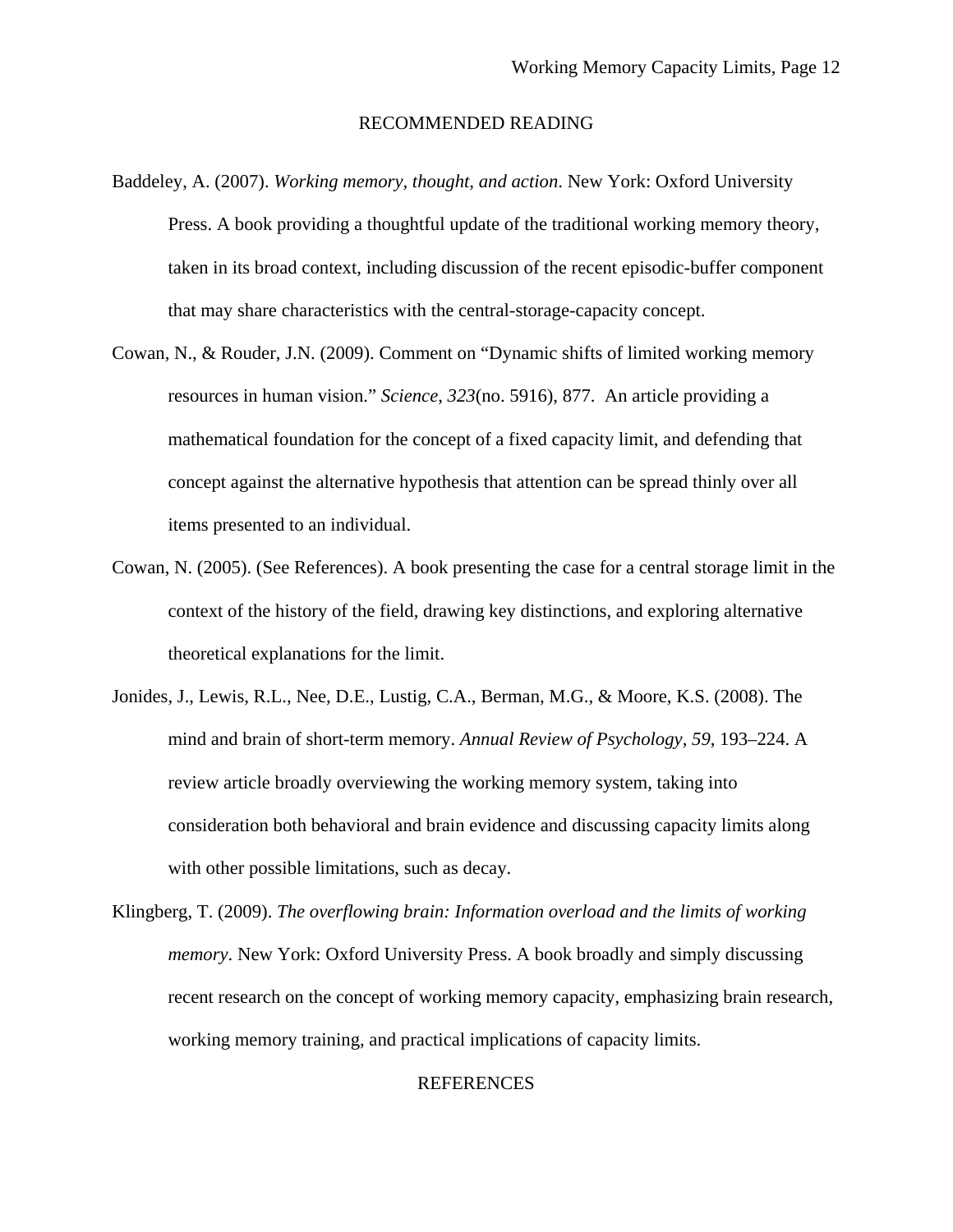## RECOMMENDED READING

Baddeley, A. (2007). *Working memory, thought, and action*. New York: Oxford University Press. A book providing a thoughtful update of the traditional working memory theory, taken in its broad context, including discussion of the recent episodic-buffer component that may share characteristics with the central-storage-capacity concept.

Cowan, N., & Rouder, J.N. (2009). Comment on "Dynamic shifts of limited working memory resources in human vision." *Science*, *323*(no. 5916), 877. An article providing a mathematical foundation for the concept of a fixed capacity limit, and defending that concept against the alternative hypothesis that attention can be spread thinly over all items presented to an individual.

Cowan, N. (2005). (See References). A book presenting the case for a central storage limit in the context of the history of the field, drawing key distinctions, and exploring alternative theoretical explanations for the limit.

Jonides, J., Lewis, R.L., Nee, D.E., Lustig, C.A., Berman, M.G., & Moore, K.S. (2008). The mind and brain of short-term memory. *Annual Review of Psychology, 59*, 193–224. A review article broadly overviewing the working memory system, taking into consideration both behavioral and brain evidence and discussing capacity limits along with other possible limitations, such as decay.

Klingberg, T. (2009). *The overflowing brain: Information overload and the limits of working memory*. New York: Oxford University Press. A book broadly and simply discussing recent research on the concept of working memory capacity, emphasizing brain research, working memory training, and practical implications of capacity limits.

## REFERENCES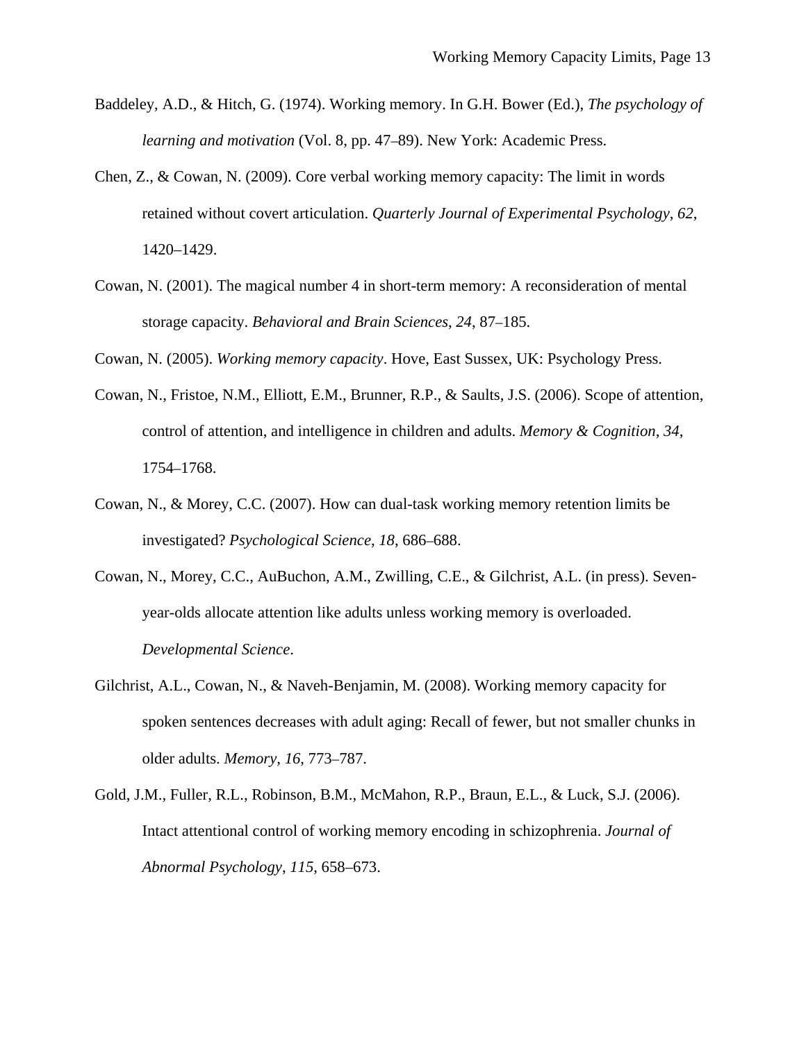Baddeley, A.D., & Hitch, G. (1974). Working memory. In G.H. Bower (Ed.), *The psychology of learning and motivation* (Vol. 8, pp. 47–89). New York: Academic Press.

Chen, Z., & Cowan, N. (2009). Core verbal working memory capacity: The limit in words retained without covert articulation. *Quarterly Journal of Experimental Psychology*, *62*, 1420–1429.

Cowan, N. (2001). The magical number 4 in short-term memory: A reconsideration of mental storage capacity. *Behavioral and Brain Sciences*, *24*, 87–185.

Cowan, N. (2005). *Working memory capacity*. Hove, East Sussex, UK: Psychology Press.

Cowan, N., Fristoe, N.M., Elliott, E.M., Brunner, R.P., & Saults, J.S. (2006). Scope of attention, control of attention, and intelligence in children and adults. *Memory & Cognition*, *34*, 1754–1768.

Cowan, N., & Morey, C.C. (2007). How can dual-task working memory retention limits be investigated? *Psychological Science*, *18*, 686–688.

Cowan, N., Morey, C.C., AuBuchon, A.M., Zwilling, C.E., & Gilchrist, A.L. (in press). Seven-year-olds allocate attention like adults unless working memory is overloaded. *Developmental Science*.

Gilchrist, A.L., Cowan, N., & Naveh-Benjamin, M. (2008). Working memory capacity for spoken sentences decreases with adult aging: Recall of fewer, but not smaller chunks in older adults. *Memory*, *16*, 773–787.

Gold, J.M., Fuller, R.L., Robinson, B.M., McMahon, R.P., Braun, E.L., & Luck, S.J. (2006). Intact attentional control of working memory encoding in schizophrenia. *Journal of Abnormal Psychology*, *115*, 658–673.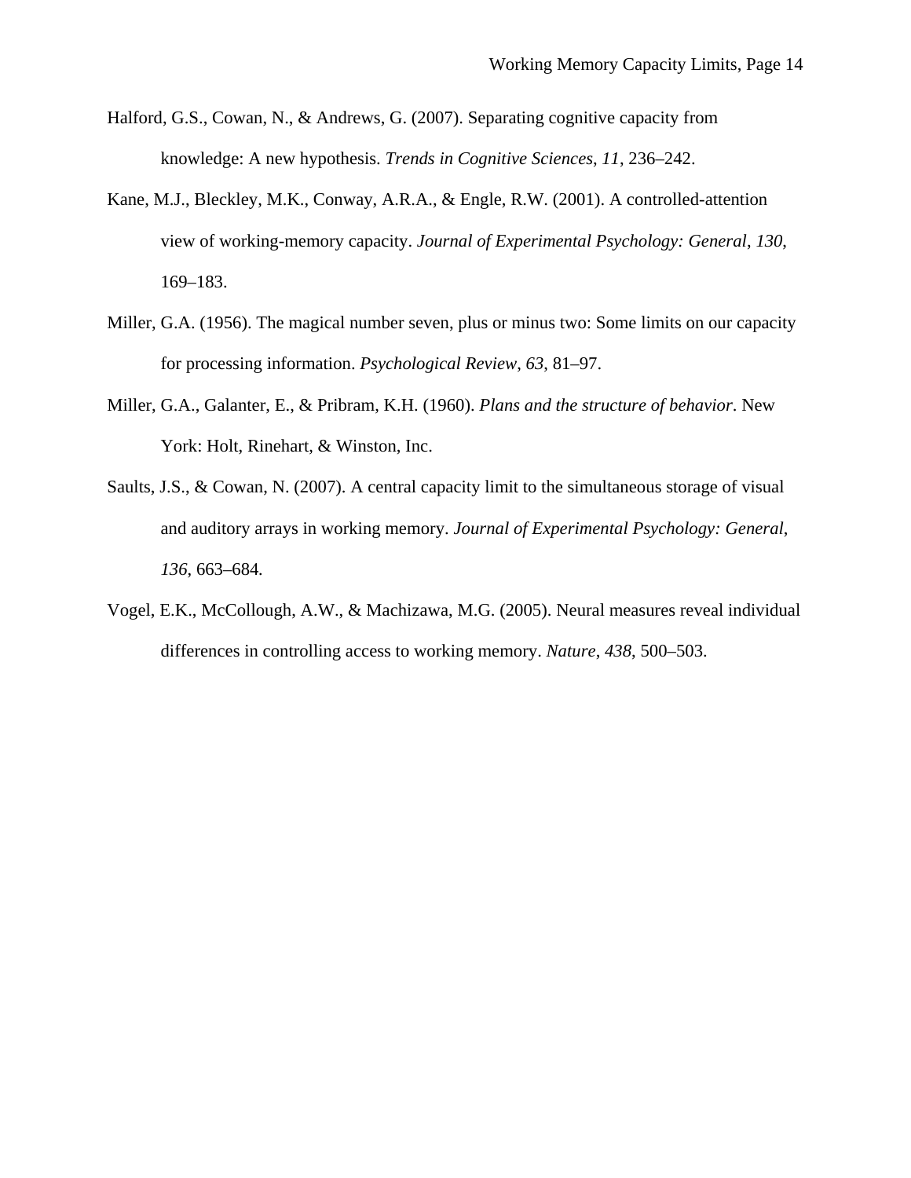Halford, G.S., Cowan, N., & Andrews, G. (2007). Separating cognitive capacity from knowledge: A new hypothesis. *Trends in Cognitive Sciences*, *11*, 236–242.

Kane, M.J., Bleckley, M.K., Conway, A.R.A., & Engle, R.W. (2001). A controlled-attention view of working-memory capacity. *Journal of Experimental Psychology: General*, *130*, 169–183.

Miller, G.A. (1956). The magical number seven, plus or minus two: Some limits on our capacity for processing information. *Psychological Review*, *63*, 81–97.

Miller, G.A., Galanter, E., & Pribram, K.H. (1960). *Plans and the structure of behavior*. New York: Holt, Rinehart, & Winston, Inc.

Saults, J.S., & Cowan, N. (2007). A central capacity limit to the simultaneous storage of visual and auditory arrays in working memory. *Journal of Experimental Psychology: General*, *136*, 663–684.

Vogel, E.K., McCollough, A.W., & Machizawa, M.G. (2005). Neural measures reveal individual differences in controlling access to working memory. *Nature*, *438*, 500–503.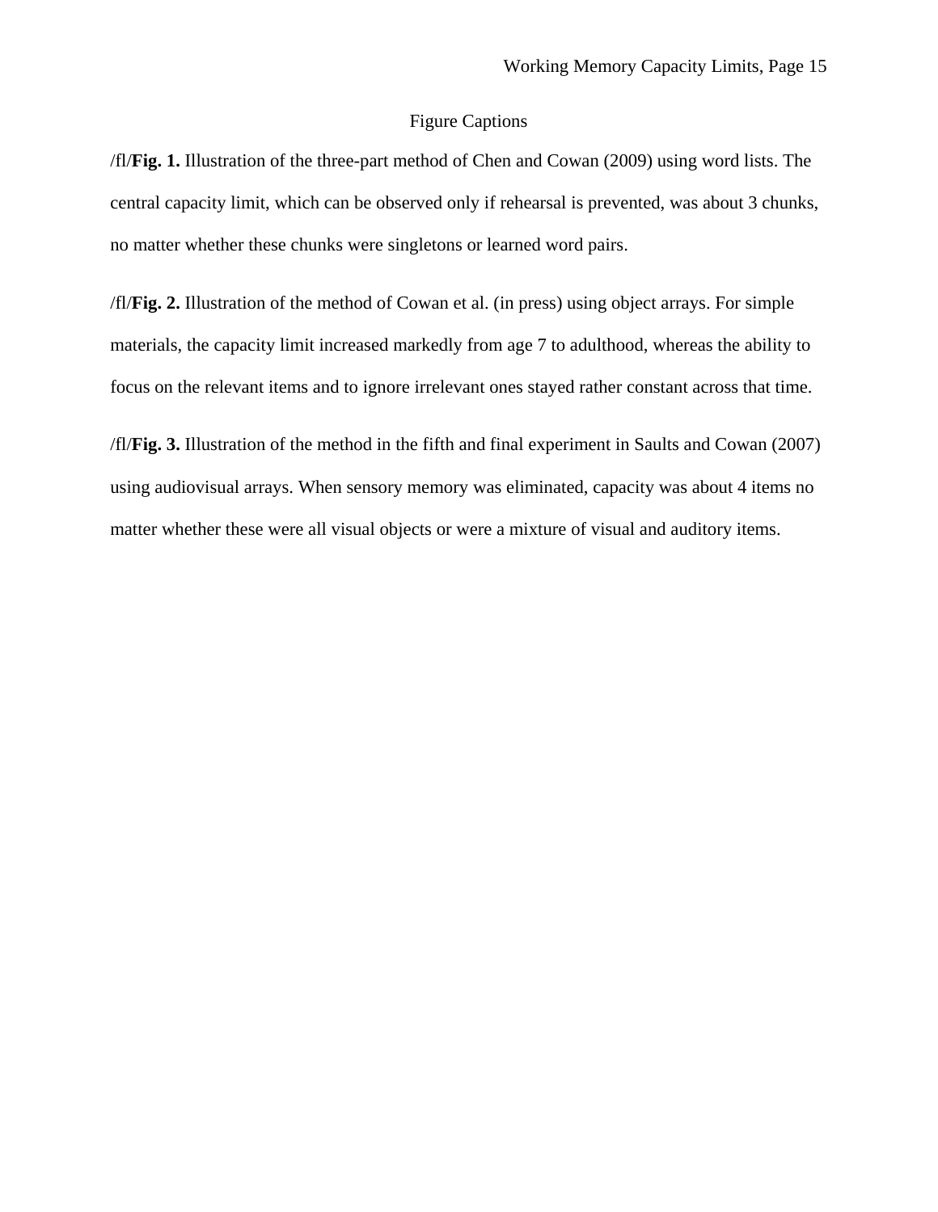## Figure Captions

/fl/**Fig. 1.** Illustration of the three-part method of Chen and Cowan (2009) using word lists. The central capacity limit, which can be observed only if rehearsal is prevented, was about 3 chunks, no matter whether these chunks were singletons or learned word pairs.

/fl/**Fig. 2.** Illustration of the method of Cowan et al. (in press) using object arrays. For simple materials, the capacity limit increased markedly from age 7 to adulthood, whereas the ability to focus on the relevant items and to ignore irrelevant ones stayed rather constant across that time.

/fl/**Fig. 3.** Illustration of the method in the fifth and final experiment in Saults and Cowan (2007) using audiovisual arrays. When sensory memory was eliminated, capacity was about 4 items no matter whether these were all visual objects or were a mixture of visual and auditory items.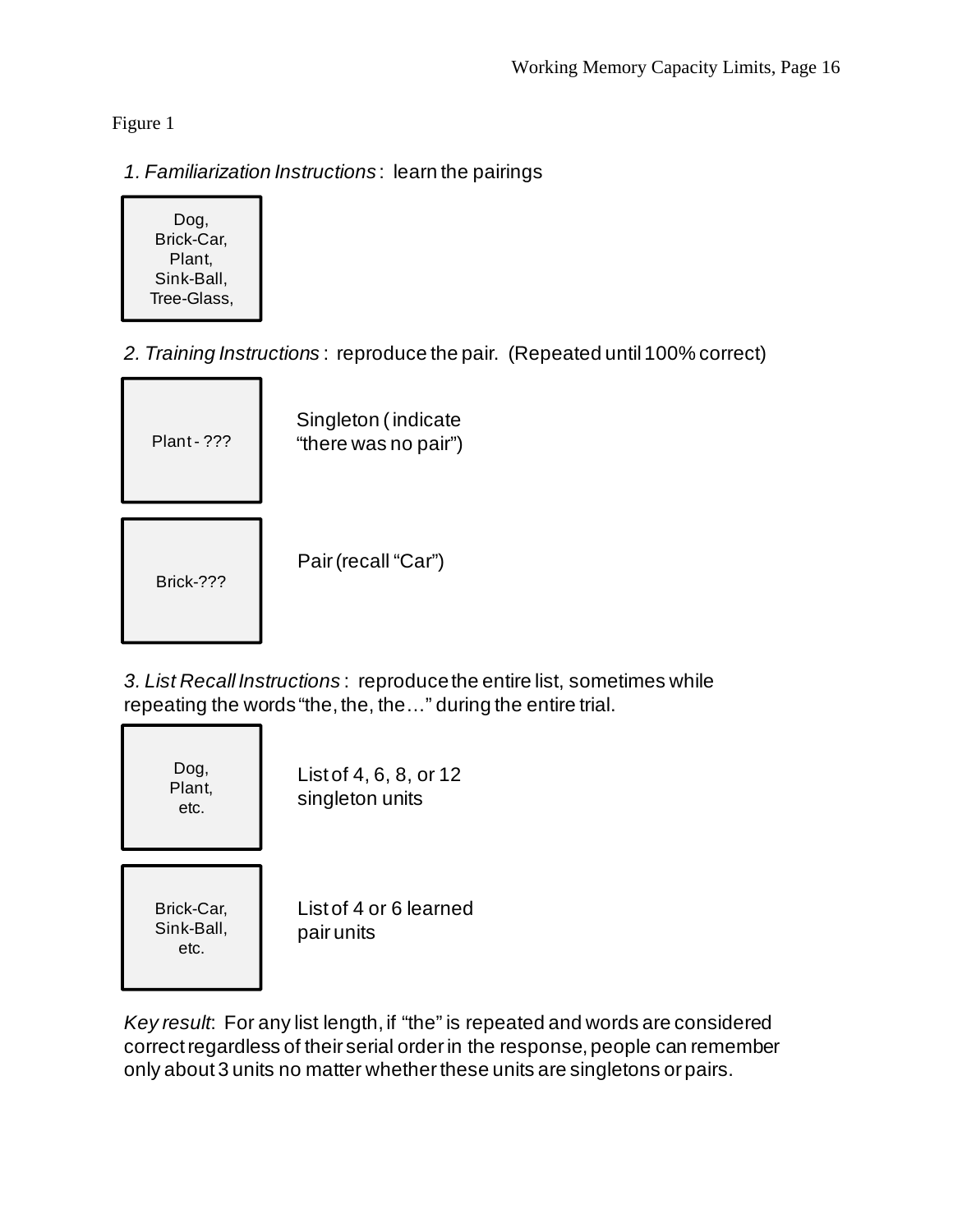Figure 1

*1. Familiarization Instructions*: learn the pairings

Dog,
Brick-Car,
Plant,
Sink-Ball,
Tree-Glass,

*2. Training Instructions*: reproduce the pair. (Repeated until 100% correct)

Plant - ???

Singleton (indicate "there was no pair")

Brick-???

Pair (recall "Car")

*3. List Recall Instructions*: reproduce the entire list, sometimes while repeating the words "the, the, the…" during the entire trial.

Dog,
Plant,
etc.

List of 4, 6, 8, or 12 singleton units

Brick-Car,
Sink-Ball,
etc.

List of 4 or 6 learned pair units

*Key result*: For any list length, if "the" is repeated and words are considered correct regardless of their serial order in the response, people can remember only about 3 units no matter whether these units are singletons or pairs.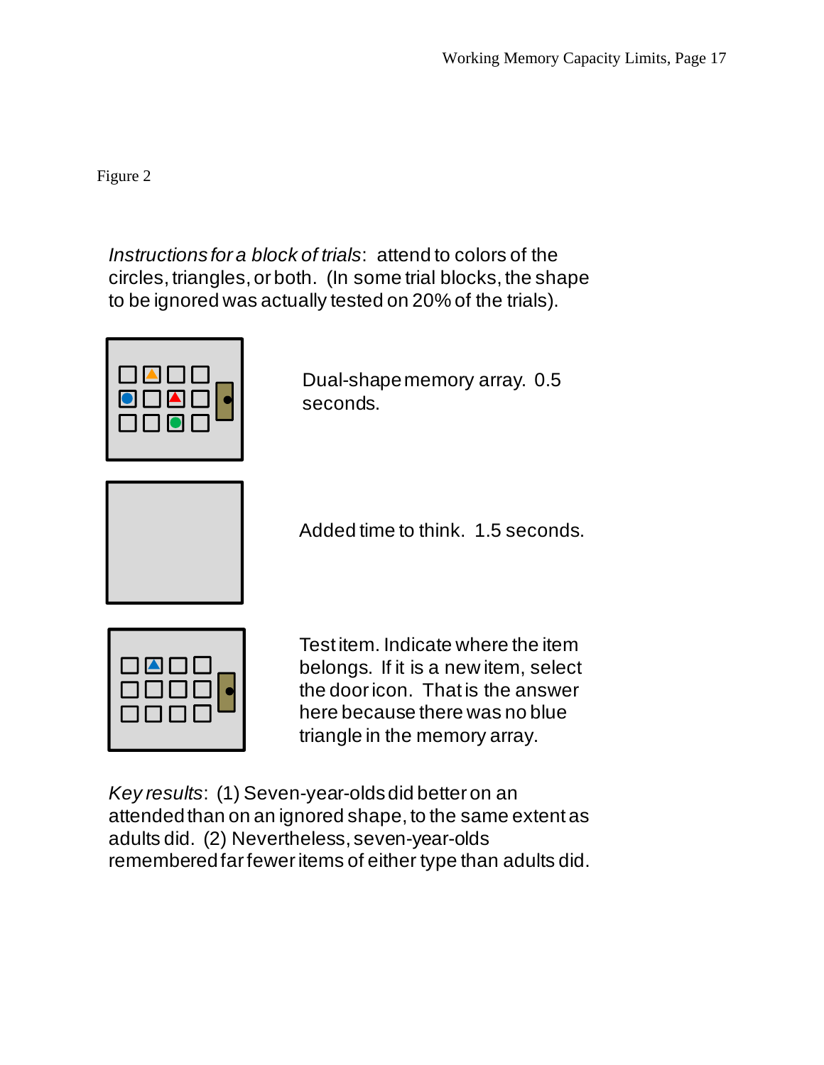Figure 2

*Instructions for a block of trials*: attend to colors of the circles, triangles, or both. (In some trial blocks, the shape to be ignored was actually tested on 20% of the trials).

Dual-shape memory array. 0.5 seconds.

Added time to think. 1.5 seconds.

Test item. Indicate where the item belongs. If it is a new item, select the door icon. That is the answer here because there was no blue triangle in the memory array.

*Key results*: (1) Seven-year-olds did better on an attended than on an ignored shape, to the same extent as adults did. (2) Nevertheless, seven-year-olds remembered far fewer items of either type than adults did.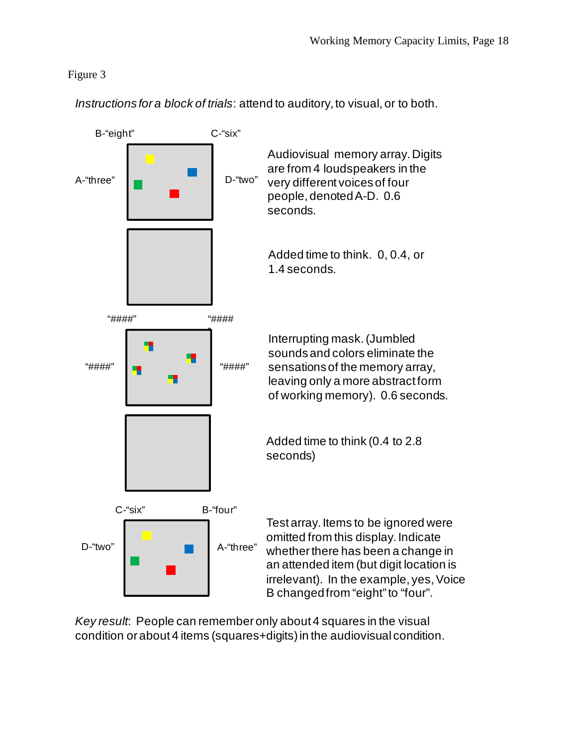Figure 3

*Instructions for a block of trials*: attend to auditory, to visual, or to both.

B-"eight"

C-"six"

A-"three"

D-"two"

Audiovisual memory array. Digits are from 4 loudspeakers in the very different voices of four people, denoted A-D. 0.6 seconds.

Added time to think. 0, 0.4, or 1.4 seconds.

"####"

"####"

"####"

"####"

Interrupting mask. (Jumbled sounds and colors eliminate the sensations of the memory array, leaving only a more abstract form of working memory). 0.6 seconds.

Added time to think (0.4 to 2.8 seconds)

C-"six"

B-"four"

D-"two"

A-"three"

Test array. Items to be ignored were omitted from this display. Indicate whether there has been a change in an attended item (but digit location is irrelevant). In the example, yes, Voice B changed from "eight" to "four".

*Key result*: People can remember only about 4 squares in the visual condition or about 4 items (squares+digits) in the audiovisual condition.